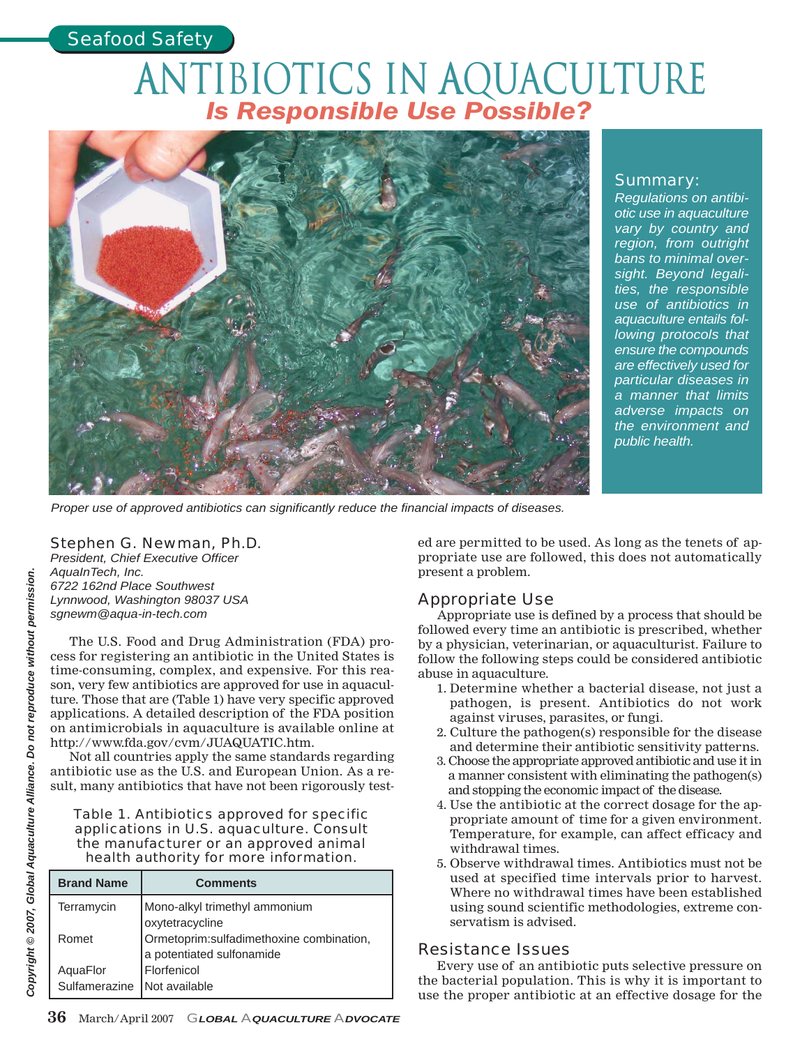Seafood Safety

# ANTIBIOTICS IN AQUACULTURE

## *Is Responsible Use Possible?*

Proper use of approved antibiotics can significantly reduce the financial impacts of diseases.

**Summary:**

*Regulations on antibiotic use in aquaculture vary by country and region, from outright bans to minimal oversight. Beyond legalities, the responsible use of antibiotics in aquaculture entails following protocols that ensure the compounds are effectively used for particular diseases in a manner that limits adverse impacts on the environment and public health.*

**Stephen G. Newman, Ph.D.**
*President, Chief Executive Officer*
*AquaInTech, Inc.*
*6722 162nd Place Southwest*
*Lynnwood, Washington 98037 USA*
*sgnewm@aqua-in-tech.com*

The U.S. Food and Drug Administration (FDA) process for registering an antibiotic in the United States is time-consuming, complex, and expensive. For this reason, very few antibiotics are approved for use in aquaculture. Those that are (Table 1) have very specific approved applications. A detailed description of the FDA position on antimicrobials in aquaculture is available online at http://www.fda.gov/cvm/JUAQUATIC.htm.

Not all countries apply the same standards regarding antibiotic use as the U.S. and European Union. As a result, many antibiotics that have not been rigorously tested are permitted to be used. As long as the tenets of appropriate use are followed, this does not automatically present a problem.

Table 1. Antibiotics approved for specific applications in U.S. aquaculture. Consult the manufacturer or an approved animal health authority for more information.

| Brand Name | Comments |
|---|---|
| Terramycin | Mono-alkyl trimethyl ammonium oxytetracycline |
| Romet | Ormetoprim:sulfadimethoxine combination, a potentiated sulfonamide |
| AquaFlor | Florfenicol |
| Sulfamerazine | Not available |

### Appropriate Use

Appropriate use is defined by a process that should be followed every time an antibiotic is prescribed, whether by a physician, veterinarian, or aquaculturist. Failure to follow the following steps could be considered antibiotic abuse in aquaculture.

1. Determine whether a bacterial disease, not just a pathogen, is present. Antibiotics do not work against viruses, parasites, or fungi.
2. Culture the pathogen(s) responsible for the disease and determine their antibiotic sensitivity patterns.
3. Choose the appropriate approved antibiotic and use it in a manner consistent with eliminating the pathogen(s) and stopping the economic impact of the disease.
4. Use the antibiotic at the correct dosage for the appropriate amount of time for a given environment. Temperature, for example, can affect efficacy and withdrawal times.
5. Observe withdrawal times. Antibiotics must not be used at specified time intervals prior to harvest. Where no withdrawal times have been established using sound scientific methodologies, extreme conservatism is advised.

### Resistance Issues

Every use of an antibiotic puts selective pressure on the bacterial population. This is why it is important to use the proper antibiotic at an effective dosage for the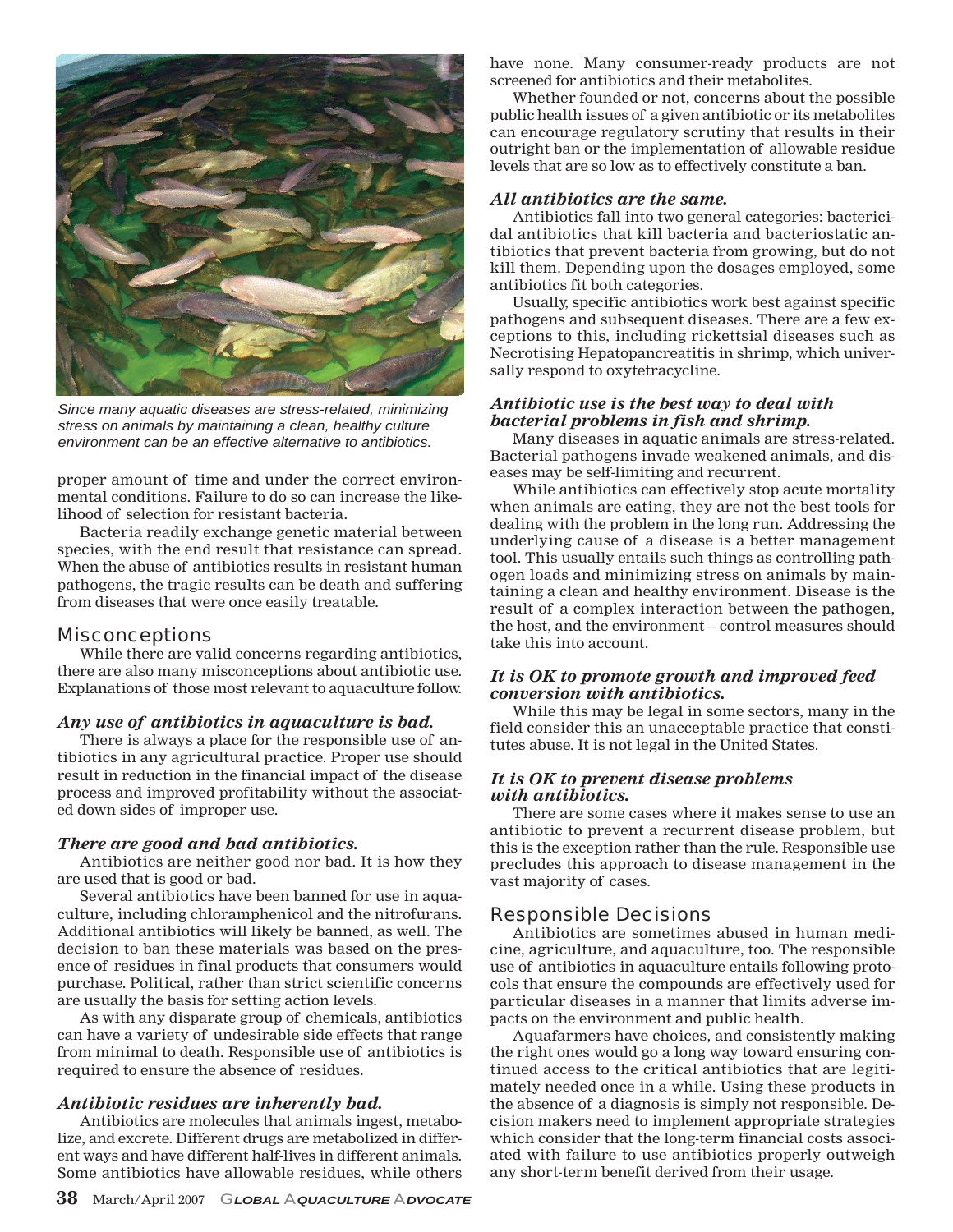Since many aquatic diseases are stress-related, minimizing stress on animals by maintaining a clean, healthy culture environment can be an effective alternative to antibiotics.

proper amount of time and under the correct environmental conditions. Failure to do so can increase the likelihood of selection for resistant bacteria.

Bacteria readily exchange genetic material between species, with the end result that resistance can spread. When the abuse of antibiotics results in resistant human pathogens, the tragic results can be death and suffering from diseases that were once easily treatable.

## Misconceptions

While there are valid concerns regarding antibiotics, there are also many misconceptions about antibiotic use. Explanations of those most relevant to aquaculture follow.

### *Any use of antibiotics in aquaculture is bad.*

There is always a place for the responsible use of antibiotics in any agricultural practice. Proper use should result in reduction in the financial impact of the disease process and improved profitability without the associated down sides of improper use.

### *There are good and bad antibiotics.*

Antibiotics are neither good nor bad. It is how they are used that is good or bad.

Several antibiotics have been banned for use in aquaculture, including chloramphenicol and the nitrofurans. Additional antibiotics will likely be banned, as well. The decision to ban these materials was based on the presence of residues in final products that consumers would purchase. Political, rather than strict scientific concerns are usually the basis for setting action levels.

As with any disparate group of chemicals, antibiotics can have a variety of undesirable side effects that range from minimal to death. Responsible use of antibiotics is required to ensure the absence of residues.

### *Antibiotic residues are inherently bad.*

Antibiotics are molecules that animals ingest, metabolize, and excrete. Different drugs are metabolized in different ways and have different half-lives in different animals. Some antibiotics have allowable residues, while others have none. Many consumer-ready products are not screened for antibiotics and their metabolites.

Whether founded or not, concerns about the possible public health issues of a given antibiotic or its metabolites can encourage regulatory scrutiny that results in their outright ban or the implementation of allowable residue levels that are so low as to effectively constitute a ban.

### *All antibiotics are the same.*

Antibiotics fall into two general categories: bactericidal antibiotics that kill bacteria and bacteriostatic antibiotics that prevent bacteria from growing, but do not kill them. Depending upon the dosages employed, some antibiotics fit both categories.

Usually, specific antibiotics work best against specific pathogens and subsequent diseases. There are a few exceptions to this, including rickettsial diseases such as Necrotising Hepatopancreatitis in shrimp, which universally respond to oxytetracycline.

### *Antibiotic use is the best way to deal with bacterial problems in fish and shrimp.*

Many diseases in aquatic animals are stress-related. Bacterial pathogens invade weakened animals, and diseases may be self-limiting and recurrent.

While antibiotics can effectively stop acute mortality when animals are eating, they are not the best tools for dealing with the problem in the long run. Addressing the underlying cause of a disease is a better management tool. This usually entails such things as controlling pathogen loads and minimizing stress on animals by maintaining a clean and healthy environment. Disease is the result of a complex interaction between the pathogen, the host, and the environment – control measures should take this into account.

### *It is OK to promote growth and improved feed conversion with antibiotics.*

While this may be legal in some sectors, many in the field consider this an unacceptable practice that constitutes abuse. It is not legal in the United States.

### *It is OK to prevent disease problems with antibiotics.*

There are some cases where it makes sense to use an antibiotic to prevent a recurrent disease problem, but this is the exception rather than the rule. Responsible use precludes this approach to disease management in the vast majority of cases.

## Responsible Decisions

Antibiotics are sometimes abused in human medicine, agriculture, and aquaculture, too. The responsible use of antibiotics in aquaculture entails following protocols that ensure the compounds are effectively used for particular diseases in a manner that limits adverse impacts on the environment and public health.

Aquafarmers have choices, and consistently making the right ones would go a long way toward ensuring continued access to the critical antibiotics that are legitimately needed once in a while. Using these products in the absence of a diagnosis is simply not responsible. Decision makers need to implement appropriate strategies which consider that the long-term financial costs associated with failure to use antibiotics properly outweigh any short-term benefit derived from their usage.